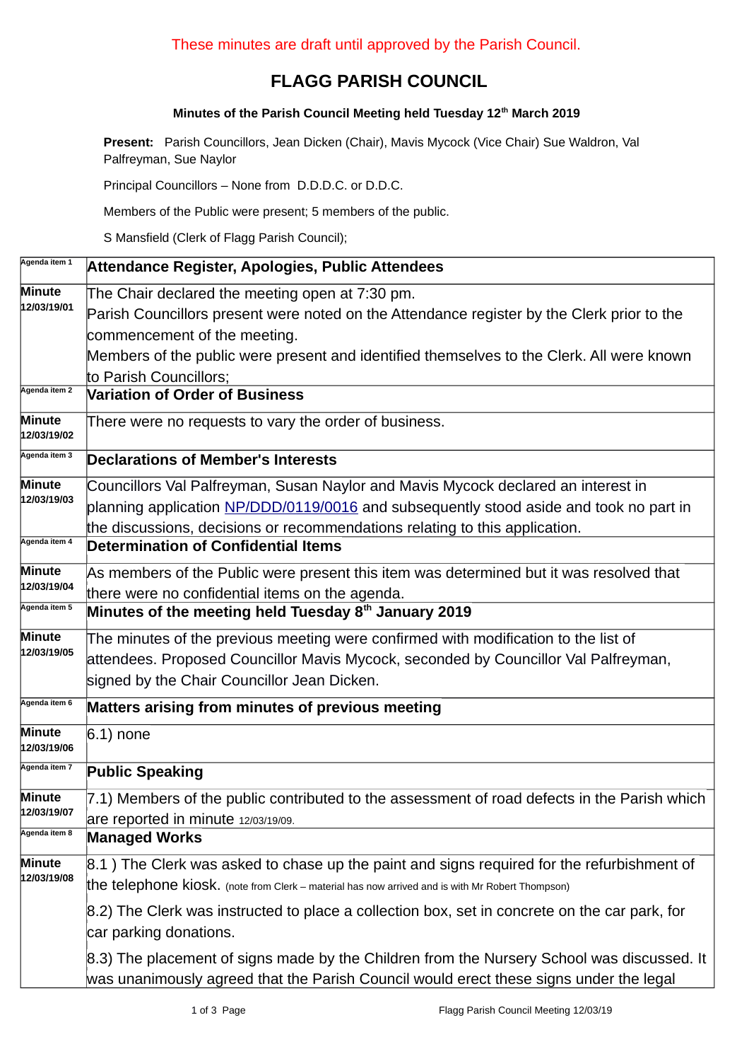These minutes are draft until approved by the Parish Council.

# FLAGG PARISH COUNCIL

**Minutes of the Parish Council Meeting held Tuesday 12th March 2019**

**Present:** Parish Councillors, Jean Dicken (Chair), Mavis Mycock (Vice Chair) Sue Waldron, Val Palfreyman, Sue Naylor

Principal Councillors – None from D.D.D.C. or D.D.C.

Members of the Public were present; 5 members of the public.

S Mansfield (Clerk of Flagg Parish Council);

| | |
|---|---|
| Agenda item 1 | **Attendance Register, Apologies, Public Attendees** |
| **Minute 12/03/19/01** | The Chair declared the meeting open at 7:30 pm.<br>Parish Councillors present were noted on the Attendance register by the Clerk prior to the commencement of the meeting.<br>Members of the public were present and identified themselves to the Clerk. All were known to Parish Councillors; |
| Agenda item 2 | **Variation of Order of Business** |
| **Minute 12/03/19/02** | There were no requests to vary the order of business. |
| Agenda item 3 | **Declarations of Member's Interests** |
| **Minute 12/03/19/03** | Councillors Val Palfreyman, Susan Naylor and Mavis Mycock declared an interest in planning application NP/DDD/0119/0016 and subsequently stood aside and took no part in the discussions, decisions or recommendations relating to this application. |
| Agenda item 4 | **Determination of Confidential Items** |
| **Minute 12/03/19/04** | As members of the Public were present this item was determined but it was resolved that there were no confidential items on the agenda. |
| Agenda item 5 | **Minutes of the meeting held Tuesday 8th January 2019** |
| **Minute 12/03/19/05** | The minutes of the previous meeting were confirmed with modification to the list of attendees. Proposed Councillor Mavis Mycock, seconded by Councillor Val Palfreyman, signed by the Chair Councillor Jean Dicken. |
| Agenda item 6 | **Matters arising from minutes of previous meeting** |
| **Minute 12/03/19/06** | 6.1) none |
| Agenda item 7 | **Public Speaking** |
| **Minute 12/03/19/07** | 7.1) Members of the public contributed to the assessment of road defects in the Parish which are reported in minute 12/03/19/09. |
| Agenda item 8 | **Managed Works** |
| **Minute 12/03/19/08** | 8.1 ) The Clerk was asked to chase up the paint and signs required for the refurbishment of the telephone kiosk. (note from Clerk – material has now arrived and is with Mr Robert Thompson)<br><br>8.2) The Clerk was instructed to place a collection box, set in concrete on the car park, for car parking donations.<br><br>8.3) The placement of signs made by the Children from the Nursery School was discussed. It was unanimously agreed that the Parish Council would erect these signs under the legal |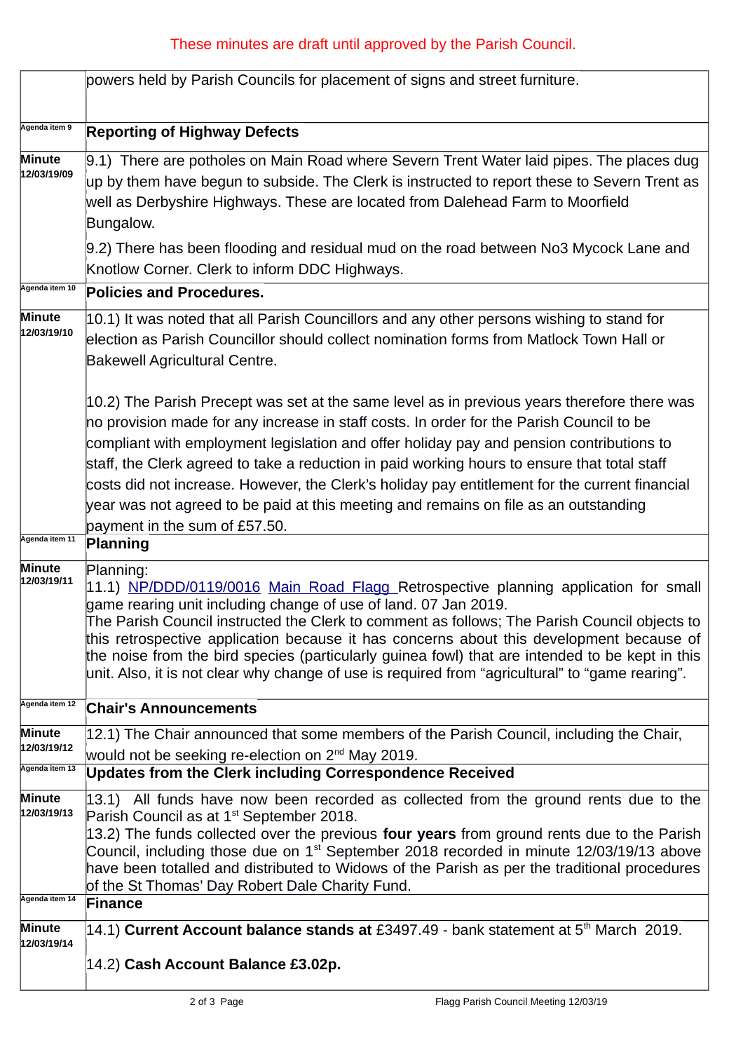These minutes are draft until approved by the Parish Council.

| | |
|---|---|
| | powers held by Parish Councils for placement of signs and street furniture. |
| Agenda item 9 | **Reporting of Highway Defects** |
| **Minute 12/03/19/09** | 9.1) There are potholes on Main Road where Severn Trent Water laid pipes. The places dug up by them have begun to subside. The Clerk is instructed to report these to Severn Trent as well as Derbyshire Highways. These are located from Dalehead Farm to Moorfield Bungalow.<br><br>9.2) There has been flooding and residual mud on the road between No3 Mycock Lane and Knotlow Corner. Clerk to inform DDC Highways. |
| Agenda item 10 | **Policies and Procedures.** |
| **Minute 12/03/19/10** | 10.1) It was noted that all Parish Councillors and any other persons wishing to stand for election as Parish Councillor should collect nomination forms from Matlock Town Hall or Bakewell Agricultural Centre.<br><br>10.2) The Parish Precept was set at the same level as in previous years therefore there was no provision made for any increase in staff costs. In order for the Parish Council to be compliant with employment legislation and offer holiday pay and pension contributions to staff, the Clerk agreed to take a reduction in paid working hours to ensure that total staff costs did not increase. However, the Clerk's holiday pay entitlement for the current financial year was not agreed to be paid at this meeting and remains on file as an outstanding payment in the sum of £57.50. |
| Agenda item 11 | **Planning** |
| **Minute 12/03/19/11** | Planning:<br>11.1) NP/DDD/0119/0016 Main Road Flagg Retrospective planning application for small game rearing unit including change of use of land. 07 Jan 2019.<br>The Parish Council instructed the Clerk to comment as follows; The Parish Council objects to this retrospective application because it has concerns about this development because of the noise from the bird species (particularly guinea fowl) that are intended to be kept in this unit. Also, it is not clear why change of use is required from "agricultural" to "game rearing". |
| Agenda item 12 | **Chair's Announcements** |
| **Minute 12/03/19/12** | 12.1) The Chair announced that some members of the Parish Council, including the Chair, would not be seeking re-election on 2nd May 2019. |
| Agenda item 13 | **Updates from the Clerk including Correspondence Received** |
| **Minute 12/03/19/13** | 13.1) All funds have now been recorded as collected from the ground rents due to the Parish Council as at 1st September 2018.<br>13.2) The funds collected over the previous **four years** from ground rents due to the Parish Council, including those due on 1st September 2018 recorded in minute 12/03/19/13 above have been totalled and distributed to Widows of the Parish as per the traditional procedures of the St Thomas' Day Robert Dale Charity Fund. |
| Agenda item 14 | **Finance** |
| **Minute 12/03/19/14** | 14.1) **Current Account balance stands at** £3497.49 - bank statement at 5th March 2019.<br><br>14.2) **Cash Account Balance £3.02p.** |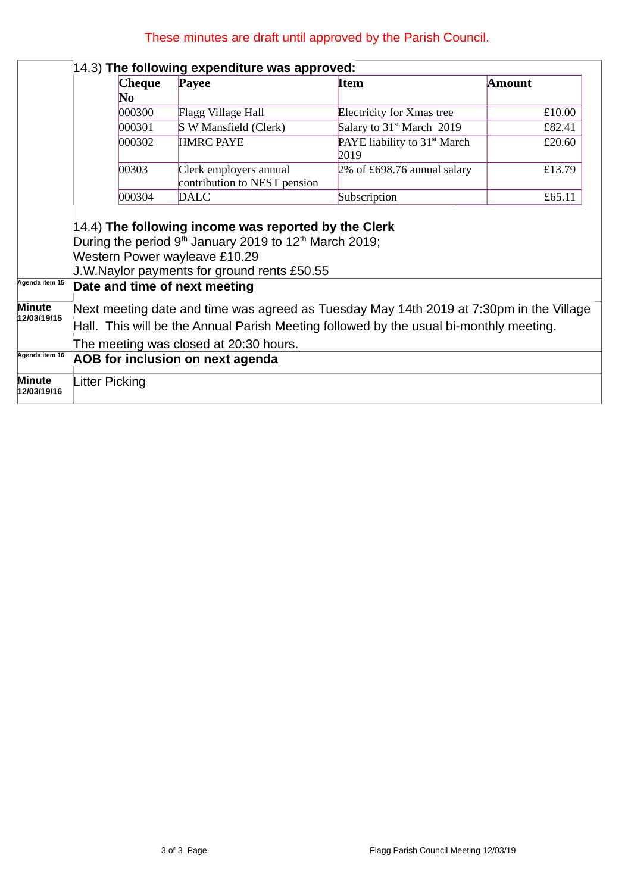These minutes are draft until approved by the Parish Council.

14.3) **The following expenditure was approved:**

| Cheque No | Payee | Item | Amount |
|---|---|---|---|
| 000300 | Flagg Village Hall | Electricity for Xmas tree | £10.00 |
| 000301 | S W Mansfield (Clerk) | Salary to 31st March 2019 | £82.41 |
| 000302 | HMRC PAYE | PAYE liability to 31st March 2019 | £20.60 |
| 00303 | Clerk employers annual contribution to NEST pension | 2% of £698.76 annual salary | £13.79 |
| 000304 | DALC | Subscription | £65.11 |

14.4) **The following income was reported by the Clerk**

During the period 9th January 2019 to 12th March 2019;

Western Power wayleave £10.29

J.W.Naylor payments for ground rents £50.55

| | |
|---|---|
| Agenda item 15 | **Date and time of next meeting** |
| **Minute 12/03/19/15** | Next meeting date and time was agreed as Tuesday May 14th 2019 at 7:30pm in the Village Hall. This will be the Annual Parish Meeting followed by the usual bi-monthly meeting. The meeting was closed at 20:30 hours. |
| Agenda item 16 | **AOB for inclusion on next agenda** |
| **Minute 12/03/19/16** | Litter Picking |